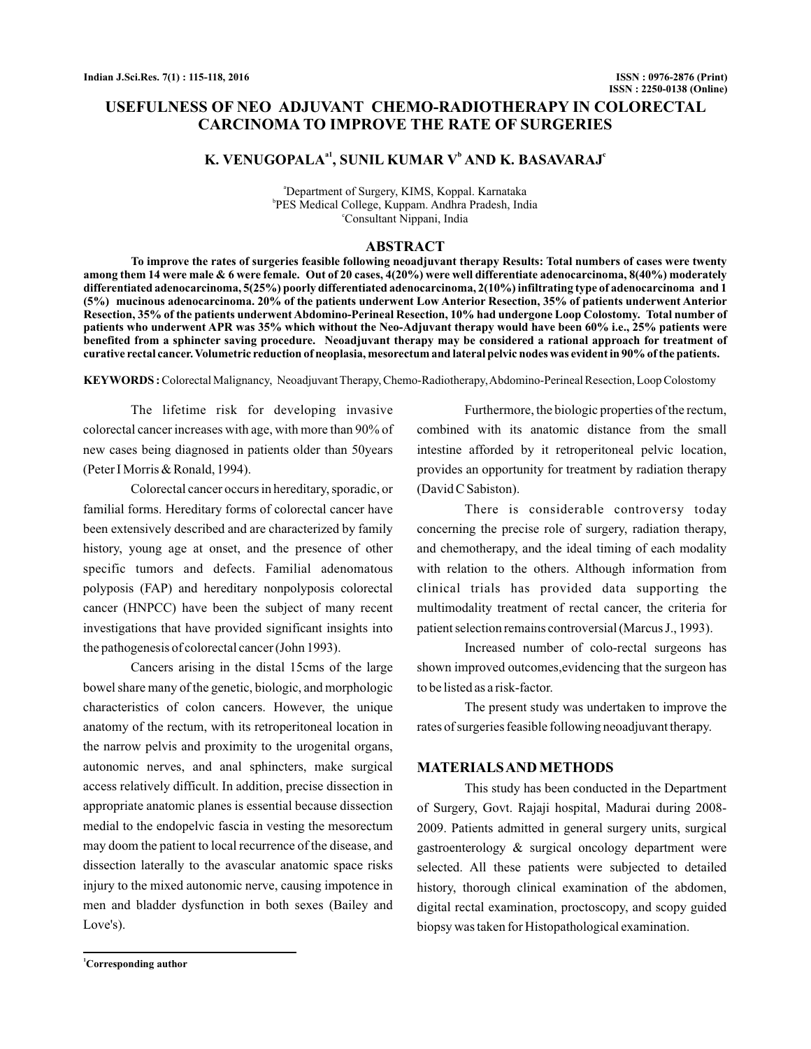# USEFULNESS OF NEO ADJUVANT CHEMO-RADIOTHERAPY IN COLORECTAL CARCINOMA TO IMPROVE THE RATE OF SURGERIES

**K. VENUGOPALA[a1], SUNIL KUMAR V[b] AND K. BASAVARAJ[c]**

[a]Department of Surgery, KIMS, Koppal. Karnataka
[b]PES Medical College, Kuppam. Andhra Pradesh, India
[c]Consultant Nippani, India

## ABSTRACT

**To improve the rates of surgeries feasible following neoadjuvant therapy Results: Total numbers of cases were twenty among them 14 were male & 6 were female. Out of 20 cases, 4(20%) were well differentiate adenocarcinoma, 8(40%) moderately differentiated adenocarcinoma, 5(25%) poorly differentiated adenocarcinoma, 2(10%) infiltrating type of adenocarcinoma and 1 (5%) mucinous adenocarcinoma. 20% of the patients underwent Low Anterior Resection, 35% of patients underwent Anterior Resection, 35% of the patients underwent Abdomino-Perineal Resection, 10% had undergone Loop Colostomy. Total number of patients who underwent APR was 35% which without the Neo-Adjuvant therapy would have been 60% i.e., 25% patients were benefited from a sphincter saving procedure. Neoadjuvant therapy may be considered a rational approach for treatment of curative rectal cancer. Volumetric reduction of neoplasia, mesorectum and lateral pelvic nodes was evident in 90% of the patients.**

**KEYWORDS :** Colorectal Malignancy, Neoadjuvant Therapy, Chemo-Radiotherapy, Abdomino-Perineal Resection, Loop Colostomy

The lifetime risk for developing invasive colorectal cancer increases with age, with more than 90% of new cases being diagnosed in patients older than 50years (Peter I Morris & Ronald, 1994).

Colorectal cancer occurs in hereditary, sporadic, or familial forms. Hereditary forms of colorectal cancer have been extensively described and are characterized by family history, young age at onset, and the presence of other specific tumors and defects. Familial adenomatous polyposis (FAP) and hereditary nonpolyposis colorectal cancer (HNPCC) have been the subject of many recent investigations that have provided significant insights into the pathogenesis of colorectal cancer (John 1993).

Cancers arising in the distal 15cms of the large bowel share many of the genetic, biologic, and morphologic characteristics of colon cancers. However, the unique anatomy of the rectum, with its retroperitoneal location in the narrow pelvis and proximity to the urogenital organs, autonomic nerves, and anal sphincters, make surgical access relatively difficult. In addition, precise dissection in appropriate anatomic planes is essential because dissection medial to the endopelvic fascia in vesting the mesorectum may doom the patient to local recurrence of the disease, and dissection laterally to the avascular anatomic space risks injury to the mixed autonomic nerve, causing impotence in men and bladder dysfunction in both sexes (Bailey and Love's).

Furthermore, the biologic properties of the rectum, combined with its anatomic distance from the small intestine afforded by it retroperitoneal pelvic location, provides an opportunity for treatment by radiation therapy (David C Sabiston).

There is considerable controversy today concerning the precise role of surgery, radiation therapy, and chemotherapy, and the ideal timing of each modality with relation to the others. Although information from clinical trials has provided data supporting the multimodality treatment of rectal cancer, the criteria for patient selection remains controversial (Marcus J., 1993).

Increased number of colo-rectal surgeons has shown improved outcomes,evidencing that the surgeon has to be listed as a risk-factor.

The present study was undertaken to improve the rates of surgeries feasible following neoadjuvant therapy.

## MATERIALS AND METHODS

This study has been conducted in the Department of Surgery, Govt. Rajaji hospital, Madurai during 2008-2009. Patients admitted in general surgery units, surgical gastroenterology & surgical oncology department were selected. All these patients were subjected to detailed history, thorough clinical examination of the abdomen, digital rectal examination, proctoscopy, and scopy guided biopsy was taken for Histopathological examination.

[1]Corresponding author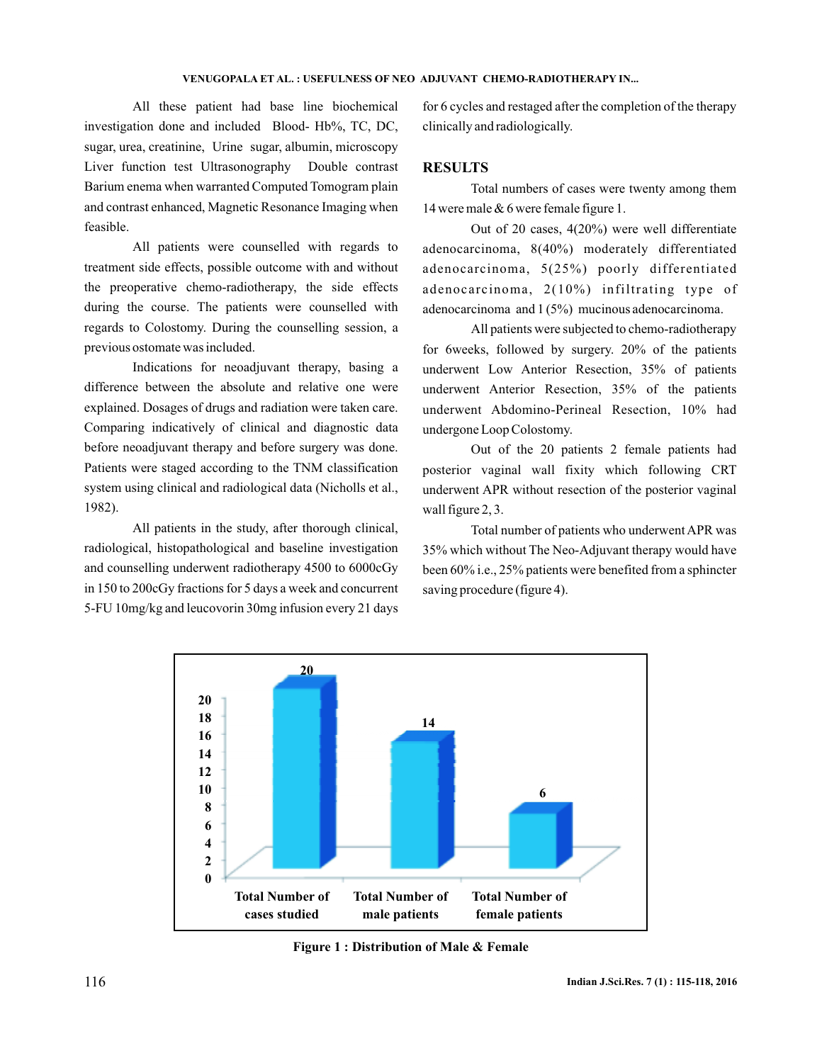All these patient had base line biochemical investigation done and included Blood- Hb%, TC, DC, sugar, urea, creatinine, Urine sugar, albumin, microscopy Liver function test Ultrasonography Double contrast Barium enema when warranted Computed Tomogram plain and contrast enhanced, Magnetic Resonance Imaging when feasible.

All patients were counselled with regards to treatment side effects, possible outcome with and without the preoperative chemo-radiotherapy, the side effects during the course. The patients were counselled with regards to Colostomy. During the counselling session, a previous ostomate was included.

Indications for neoadjuvant therapy, basing a difference between the absolute and relative one were explained. Dosages of drugs and radiation were taken care. Comparing indicatively of clinical and diagnostic data before neoadjuvant therapy and before surgery was done. Patients were staged according to the TNM classification system using clinical and radiological data (Nicholls et al., 1982).

All patients in the study, after thorough clinical, radiological, histopathological and baseline investigation and counselling underwent radiotherapy 4500 to 6000cGy in 150 to 200cGy fractions for 5 days a week and concurrent 5-FU 10mg/kg and leucovorin 30mg infusion every 21 days for 6 cycles and restaged after the completion of the therapy clinically and radiologically.

## RESULTS

Total numbers of cases were twenty among them 14 were male & 6 were female figure 1.

Out of 20 cases, 4(20%) were well differentiate adenocarcinoma, 8(40%) moderately differentiated adenocarcinoma, 5(25%) poorly differentiated adenocarcinoma, 2(10%) infiltrating type of adenocarcinoma and 1 (5%) mucinous adenocarcinoma.

All patients were subjected to chemo-radiotherapy for 6weeks, followed by surgery. 20% of the patients underwent Low Anterior Resection, 35% of patients underwent Anterior Resection, 35% of the patients underwent Abdomino-Perineal Resection, 10% had undergone Loop Colostomy.

Out of the 20 patients 2 female patients had posterior vaginal wall fixity which following CRT underwent APR without resection of the posterior vaginal wall figure 2, 3.

Total number of patients who underwent APR was 35% which without The Neo-Adjuvant therapy would have been 60% i.e., 25% patients were benefited from a sphincter saving procedure (figure 4).

| | Total Number of cases studied | Total Number of male patients | Total Number of female patients |
|---|---|---|---|
| Count | 20 | 14 | 6 |

**Figure 1 : Distribution of Male & Female**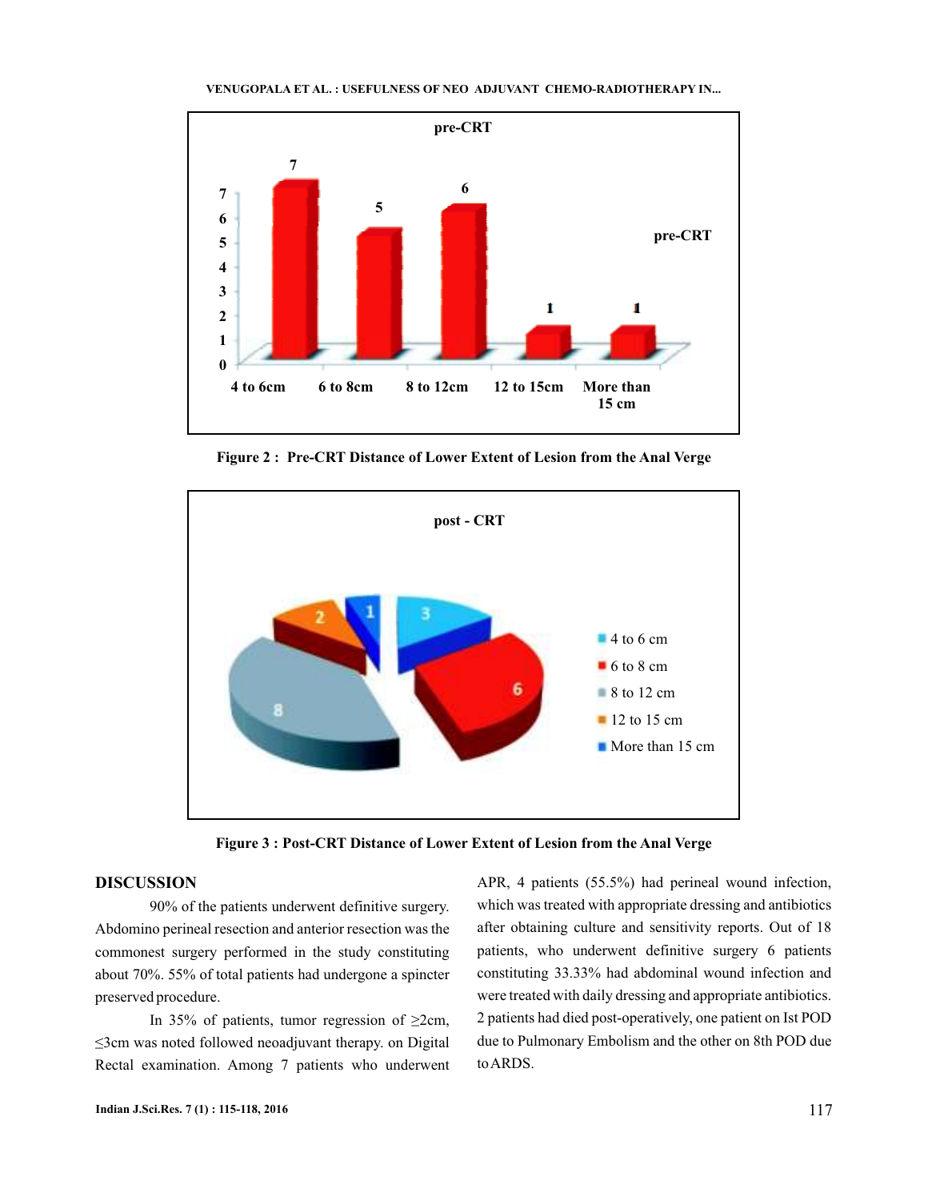Figure 2 : Pre-CRT Distance of Lower Extent of Lesion from the Anal Verge

Figure 3 : Post-CRT Distance of Lower Extent of Lesion from the Anal Verge

## DISCUSSION

90% of the patients underwent definitive surgery. Abdomino perineal resection and anterior resection was the commonest surgery performed in the study constituting about 70%. 55% of total patients had undergone a spincter preserved procedure.

In 35% of patients, tumor regression of ≥2cm, ≤3cm was noted followed neoadjuvant therapy. on Digital Rectal examination. Among 7 patients who underwent APR, 4 patients (55.5%) had perineal wound infection, which was treated with appropriate dressing and antibiotics after obtaining culture and sensitivity reports. Out of 18 patients, who underwent definitive surgery 6 patients constituting 33.33% had abdominal wound infection and were treated with daily dressing and appropriate antibiotics. 2 patients had died post-operatively, one patient on Ist POD due to Pulmonary Embolism and the other on 8th POD due to ARDS.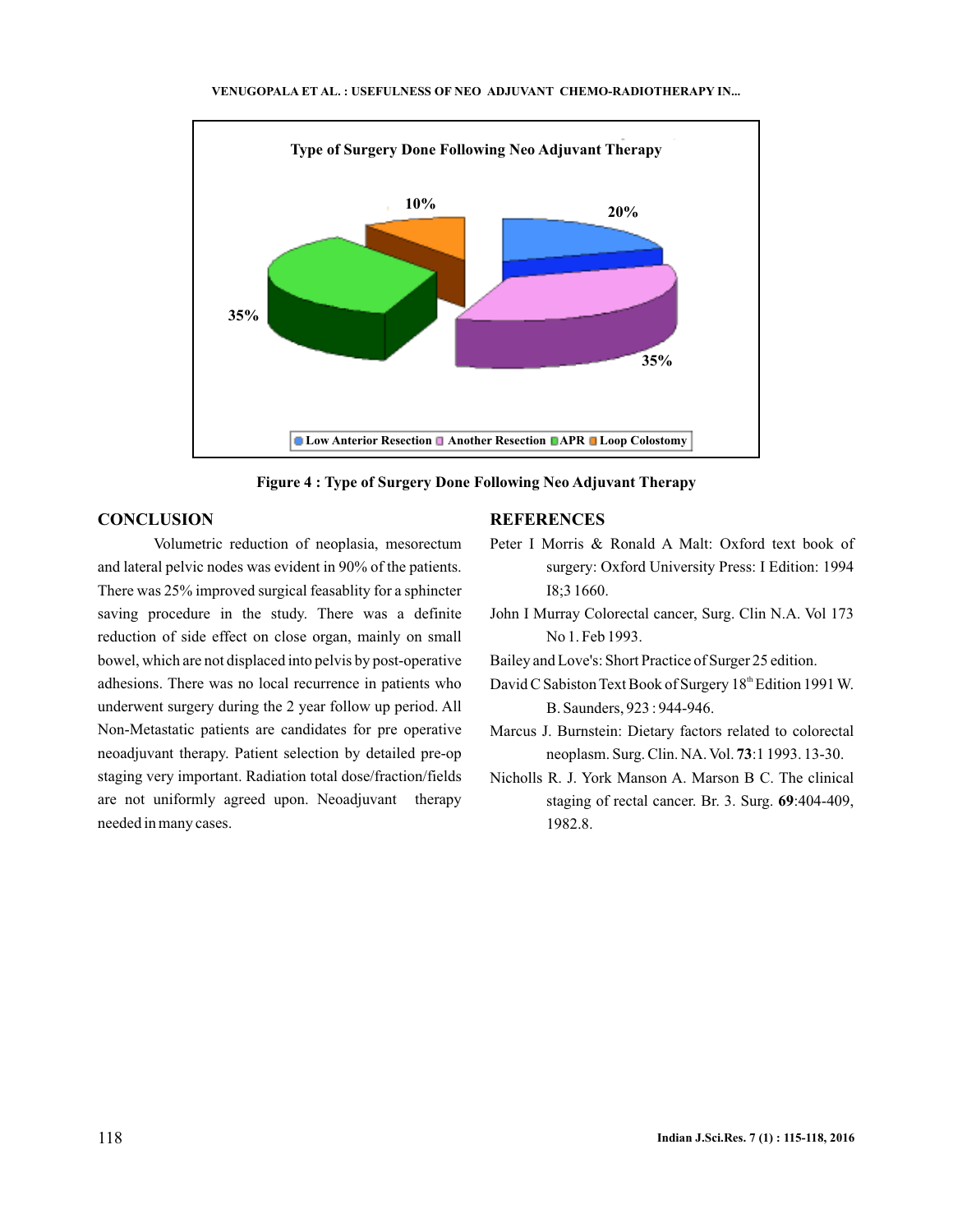Type of Surgery Done Following Neo Adjuvant Therapy

10%

20%

35%

35%

Low Anterior Resection Another Resection APR Loop Colostomy

**Figure 4 : Type of Surgery Done Following Neo Adjuvant Therapy**

## CONCLUSION

Volumetric reduction of neoplasia, mesorectum and lateral pelvic nodes was evident in 90% of the patients. There was 25% improved surgical feasablity for a sphincter saving procedure in the study. There was a definite reduction of side effect on close organ, mainly on small bowel, which are not displaced into pelvis by post-operative adhesions. There was no local recurrence in patients who underwent surgery during the 2 year follow up period. All Non-Metastatic patients are candidates for pre operative neoadjuvant therapy. Patient selection by detailed pre-op staging very important. Radiation total dose/fraction/fields are not uniformly agreed upon. Neoadjuvant therapy needed in many cases.

## REFERENCES

Peter I Morris & Ronald A Malt: Oxford text book of surgery: Oxford University Press: I Edition: 1994 I8;3 1660.

John I Murray Colorectal cancer, Surg. Clin N.A. Vol 173 No 1. Feb 1993.

Bailey and Love's: Short Practice of Surger 25 edition.

David C Sabiston Text Book of Surgery 18th Edition 1991 W. B. Saunders, 923 : 944-946.

Marcus J. Burnstein: Dietary factors related to colorectal neoplasm. Surg. Clin. NA. Vol. **73**:1 1993. 13-30.

Nicholls R. J. York Manson A. Marson B C. The clinical staging of rectal cancer. Br. 3. Surg. **69**:404-409, 1982.8.